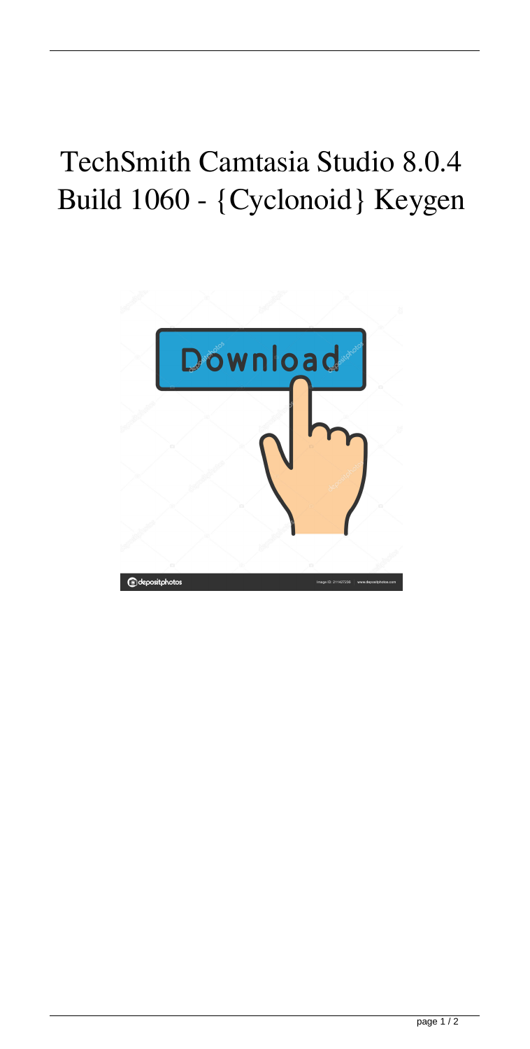# TechSmith Camtasia Studio 8.0.4 Build 1060 - {Cyclonoid} Keygen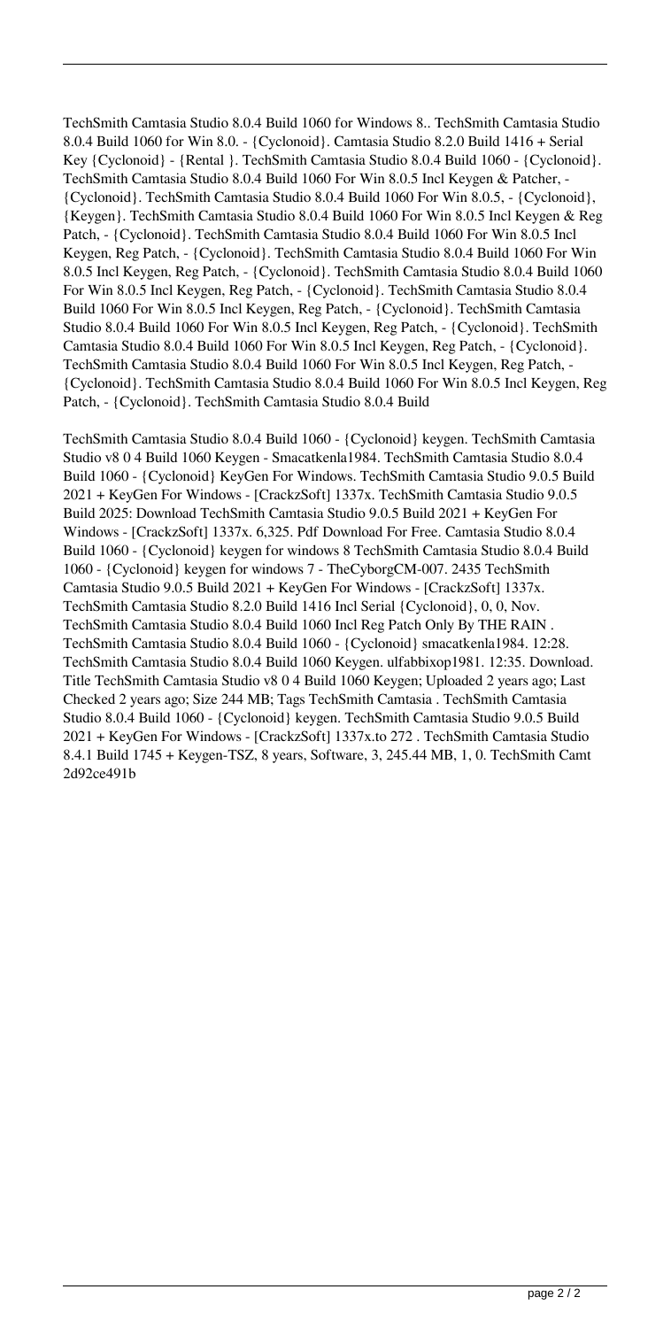TechSmith Camtasia Studio 8.0.4 Build 1060 for Windows 8.. TechSmith Camtasia Studio 8.0.4 Build 1060 for Win 8.0. - {Cyclonoid}. Camtasia Studio 8.2.0 Build 1416 + Serial Key {Cyclonoid} - {Rental }. TechSmith Camtasia Studio 8.0.4 Build 1060 - {Cyclonoid}. TechSmith Camtasia Studio 8.0.4 Build 1060 For Win 8.0.5 Incl Keygen & Patcher, - {Cyclonoid}. TechSmith Camtasia Studio 8.0.4 Build 1060 For Win 8.0.5, - {Cyclonoid}, {Keygen}. TechSmith Camtasia Studio 8.0.4 Build 1060 For Win 8.0.5 Incl Keygen & Reg Patch, - {Cyclonoid}. TechSmith Camtasia Studio 8.0.4 Build 1060 For Win 8.0.5 Incl Keygen, Reg Patch, - {Cyclonoid}. TechSmith Camtasia Studio 8.0.4 Build 1060 For Win 8.0.5 Incl Keygen, Reg Patch, - {Cyclonoid}. TechSmith Camtasia Studio 8.0.4 Build 1060 For Win 8.0.5 Incl Keygen, Reg Patch, - {Cyclonoid}. TechSmith Camtasia Studio 8.0.4 Build 1060 For Win 8.0.5 Incl Keygen, Reg Patch, - {Cyclonoid}. TechSmith Camtasia Studio 8.0.4 Build 1060 For Win 8.0.5 Incl Keygen, Reg Patch, - {Cyclonoid}. TechSmith Camtasia Studio 8.0.4 Build 1060 For Win 8.0.5 Incl Keygen, Reg Patch, - {Cyclonoid}. TechSmith Camtasia Studio 8.0.4 Build 1060 For Win 8.0.5 Incl Keygen, Reg Patch, - {Cyclonoid}. TechSmith Camtasia Studio 8.0.4 Build 1060 For Win 8.0.5 Incl Keygen, Reg Patch, - {Cyclonoid}. TechSmith Camtasia Studio 8.0.4 Build

TechSmith Camtasia Studio 8.0.4 Build 1060 - {Cyclonoid} keygen. TechSmith Camtasia Studio v8 0 4 Build 1060 Keygen - Smacatkenla1984. TechSmith Camtasia Studio 8.0.4 Build 1060 - {Cyclonoid} KeyGen For Windows. TechSmith Camtasia Studio 9.0.5 Build 2021 + KeyGen For Windows - [CrackzSoft] 1337x. TechSmith Camtasia Studio 9.0.5 Build 2025: Download TechSmith Camtasia Studio 9.0.5 Build 2021 + KeyGen For Windows - [CrackzSoft] 1337x. 6,325. Pdf Download For Free. Camtasia Studio 8.0.4 Build 1060 - {Cyclonoid} keygen for windows 8 TechSmith Camtasia Studio 8.0.4 Build 1060 - {Cyclonoid} keygen for windows 7 - TheCyborgCM-007. 2435 TechSmith Camtasia Studio 9.0.5 Build 2021 + KeyGen For Windows - [CrackzSoft] 1337x. TechSmith Camtasia Studio 8.2.0 Build 1416 Incl Serial {Cyclonoid}, 0, 0, Nov. TechSmith Camtasia Studio 8.0.4 Build 1060 Incl Reg Patch Only By THE RAIN . TechSmith Camtasia Studio 8.0.4 Build 1060 - {Cyclonoid} smacatkenla1984. 12:28. TechSmith Camtasia Studio 8.0.4 Build 1060 Keygen. ulfabbixop1981. 12:35. Download. Title TechSmith Camtasia Studio v8 0 4 Build 1060 Keygen; Uploaded 2 years ago; Last Checked 2 years ago; Size 244 MB; Tags TechSmith Camtasia . TechSmith Camtasia Studio 8.0.4 Build 1060 - {Cyclonoid} keygen. TechSmith Camtasia Studio 9.0.5 Build 2021 + KeyGen For Windows - [CrackzSoft] 1337x.to 272 . TechSmith Camtasia Studio 8.4.1 Build 1745 + Keygen-TSZ, 8 years, Software, 3, 245.44 MB, 1, 0. TechSmith Camt 2d92ce491b